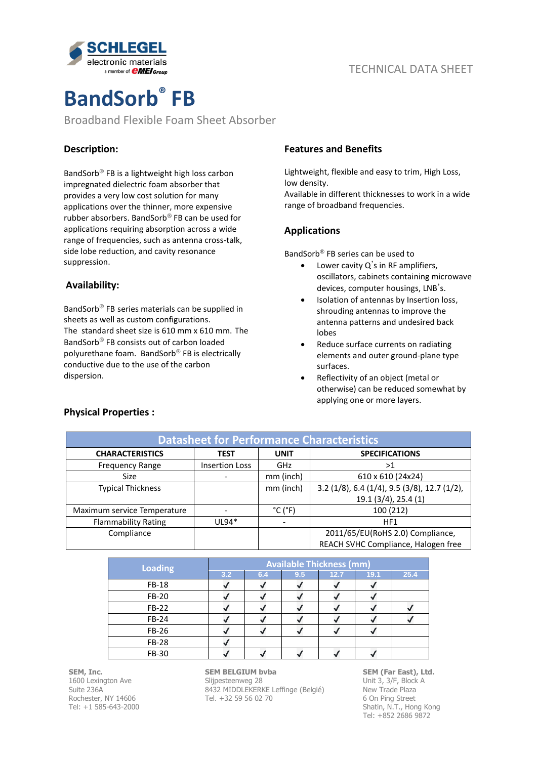SCHLEGEL electronic materials
a member of eMEI Group

TECHNICAL DATA SHEET

# BandSorb® FB

Broadband Flexible Foam Sheet Absorber

## Description:

BandSorb® FB is a lightweight high loss carbon impregnated dielectric foam absorber that provides a very low cost solution for many applications over the thinner, more expensive rubber absorbers. BandSorb® FB can be used for applications requiring absorption across a wide range of frequencies, such as antenna cross-talk, side lobe reduction, and cavity resonance suppression.

## Availability:

BandSorb® FB series materials can be supplied in sheets as well as custom configurations.
The standard sheet size is 610 mm x 610 mm. The BandSorb® FB consists out of carbon loaded polyurethane foam. BandSorb® FB is electrically conductive due to the use of the carbon dispersion.

## Features and Benefits

Lightweight, flexible and easy to trim, High Loss, low density.
Available in different thicknesses to work in a wide range of broadband frequencies.

## Applications

BandSorb® FB series can be used to

- Lower cavity Q's in RF amplifiers, oscillators, cabinets containing microwave devices, computer housings, LNB's.
- Isolation of antennas by Insertion loss, shrouding antennas to improve the antenna patterns and undesired back lobes
- Reduce surface currents on radiating elements and outer ground-plane type surfaces.
- Reflectivity of an object (metal or otherwise) can be reduced somewhat by applying one or more layers.

## Physical Properties :

| Datasheet for Performance Characteristics | | | |
|---|---|---|---|
| **CHARACTERISTICS** | **TEST** | **UNIT** | **SPECIFICATIONS** |
| Frequency Range | Insertion Loss | GHz | >1 |
| Size | - | mm (inch) | 610 x 610 (24x24) |
| Typical Thickness | | mm (inch) | 3.2 (1/8), 6.4 (1/4), 9.5 (3/8), 12.7 (1/2), 19.1 (3/4), 25.4 (1) |
| Maximum service Temperature | - | °C (°F) | 100 (212) |
| Flammability Rating | UL94* | - | HF1 |
| Compliance | | | 2011/65/EU(RoHS 2.0) Compliance, REACH SVHC Compliance, Halogen free |

| Loading | Available Thickness (mm) | | | | | |
|---|---|---|---|---|---|---|
| | 3.2 | 6.4 | 9.5 | 12.7 | 19.1 | 25.4 |
| FB-18 | ✓ | ✓ | ✓ | ✓ | ✓ | |
| FB-20 | ✓ | ✓ | ✓ | ✓ | ✓ | |
| FB-22 | ✓ | ✓ | ✓ | ✓ | ✓ | ✓ |
| FB-24 | ✓ | ✓ | ✓ | ✓ | ✓ | ✓ |
| FB-26 | ✓ | ✓ | ✓ | ✓ | ✓ | |
| FB-28 | ✓ | | | | | |
| FB-30 | ✓ | ✓ | ✓ | ✓ | ✓ | |

**SEM, Inc.**
1600 Lexington Ave
Suite 236A
Rochester, NY 14606
Tel: +1 585-643-2000

**SEM BELGIUM bvba**
Slijpesteenweg 28
8432 MIDDLEKERKE Leffinge (België)
Tel. +32 59 56 02 70

**SEM (Far East), Ltd.**
Unit 3, 3/F, Block A
New Trade Plaza
6 On Ping Street
Shatin, N.T., Hong Kong
Tel: +852 2686 9872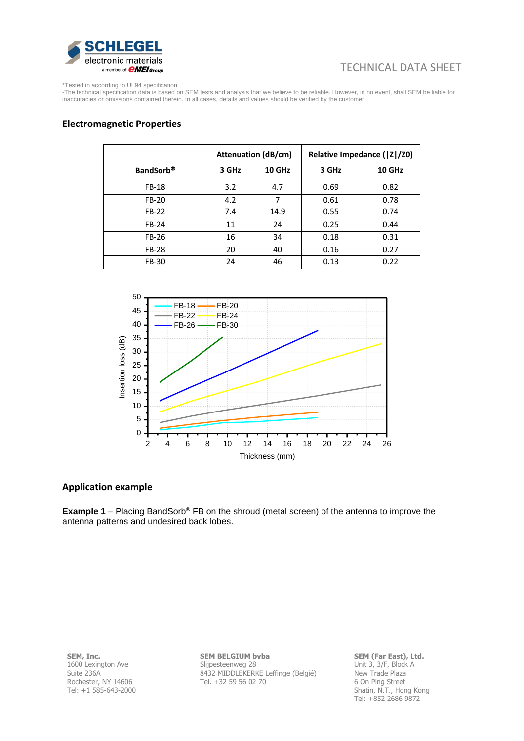*Tested in according to UL94 specification
-The technical specification data is based on SEM tests and analysis that we believe to be reliable. However, in no event, shall SEM be liable for inaccuracies or omissions contained therein. In all cases, details and values should be verified by the customer

## Electromagnetic Properties

| | Attenuation (dB/cm) | | Relative Impedance (\|Z\|/Z0) | |
|---|---|---|---|---|
| BandSorb® | 3 GHz | 10 GHz | 3 GHz | 10 GHz |
| FB-18 | 3.2 | 4.7 | 0.69 | 0.82 |
| FB-20 | 4.2 | 7 | 0.61 | 0.78 |
| FB-22 | 7.4 | 14.9 | 0.55 | 0.74 |
| FB-24 | 11 | 24 | 0.25 | 0.44 |
| FB-26 | 16 | 34 | 0.18 | 0.31 |
| FB-28 | 20 | 40 | 0.16 | 0.27 |
| FB-30 | 24 | 46 | 0.13 | 0.22 |

## Application example

**Example 1** – Placing BandSorb® FB on the shroud (metal screen) of the antenna to improve the antenna patterns and undesired back lobes.

**SEM, Inc.**
1600 Lexington Ave
Suite 236A
Rochester, NY 14606
Tel: +1 585-643-2000

**SEM BELGIUM bvba**
Slijpesteenweg 28
8432 MIDDLEKERKE Leffinge (België)
Tel. +32 59 56 02 70

**SEM (Far East), Ltd.**
Unit 3, 3/F, Block A
New Trade Plaza
6 On Ping Street
Shatin, N.T., Hong Kong
Tel: +852 2686 9872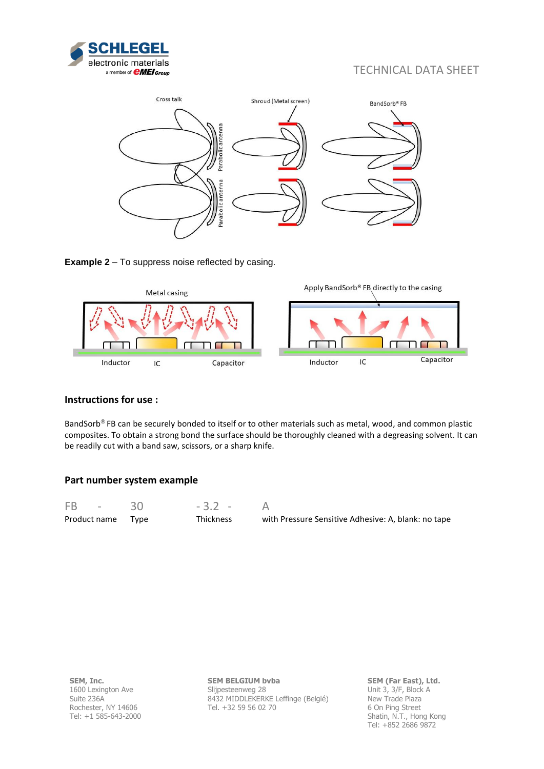Cross talk

Parabolic antenna

Parabolic antenna

Shroud (Metal screen)

BandSorb® FB

**Example 2** – To suppress noise reflected by casing.

Metal casing

Inductor

IC

Capacitor

Apply BandSorb® FB directly to the casing

Inductor

IC

Capacitor

## Instructions for use :

BandSorb® FB can be securely bonded to itself or to other materials such as metal, wood, and common plastic composites. To obtain a strong bond the surface should be thoroughly cleaned with a degreasing solvent. It can be readily cut with a band saw, scissors, or a sharp knife.

## Part number system example

| | | | |
|---|---|---|---|
| FB - | 30 | - 3.2 - | A |
| Product name | Type | Thickness | with Pressure Sensitive Adhesive: A, blank: no tape |

**SEM, Inc.**
1600 Lexington Ave
Suite 236A
Rochester, NY 14606
Tel: +1 585-643-2000

**SEM BELGIUM bvba**
Slijpesteenweg 28
8432 MIDDLEKERKE Leffinge (Belgié)
Tel. +32 59 56 02 70

**SEM (Far East), Ltd.**
Unit 3, 3/F, Block A
New Trade Plaza
6 On Ping Street
Shatin, N.T., Hong Kong
Tel: +852 2686 9872